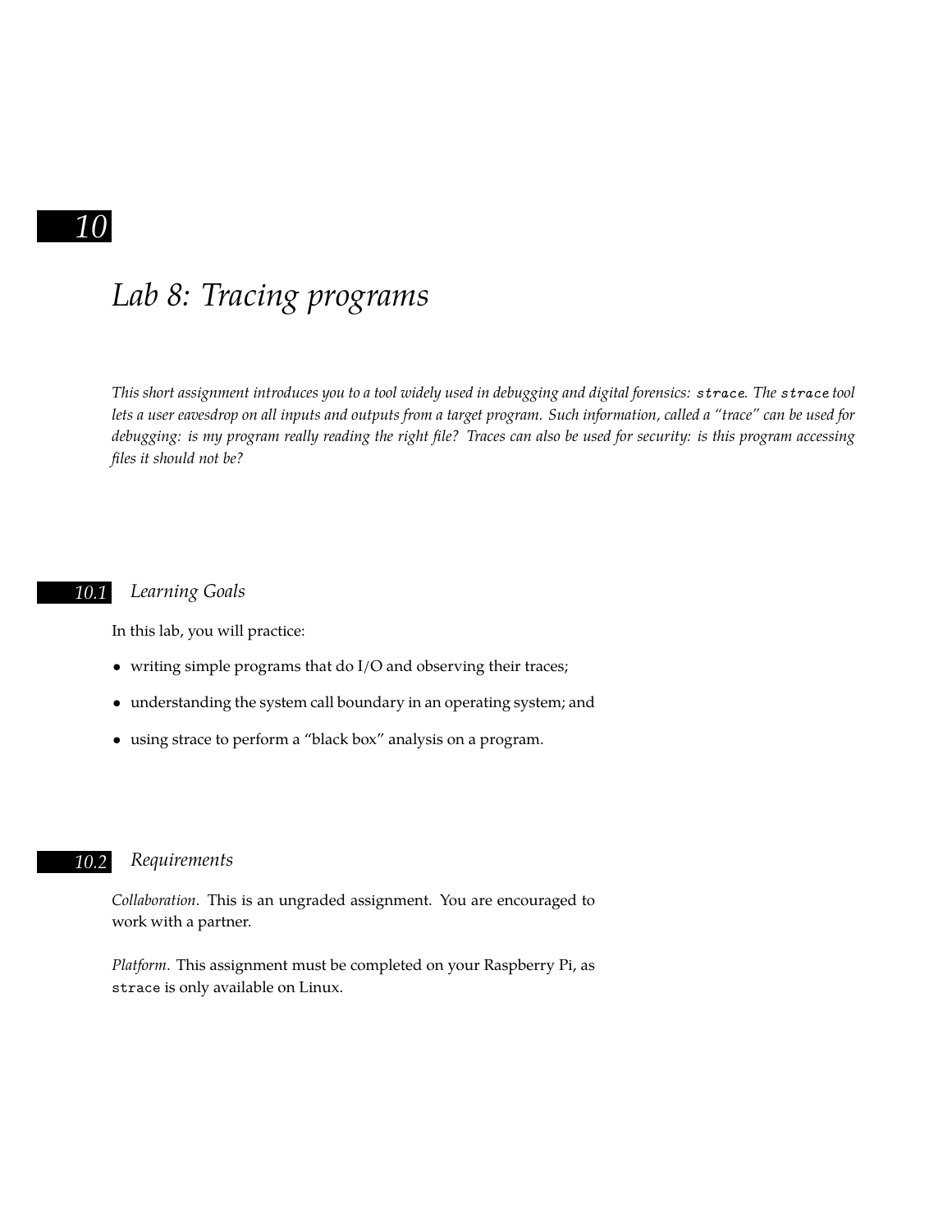# 10 Lab 8: Tracing programs

*This short assignment introduces you to a tool widely used in debugging and digital forensics: `strace`. The `strace` tool lets a user eavesdrop on all inputs and outputs from a target program. Such information, called a "trace" can be used for debugging: is my program really reading the right file? Traces can also be used for security: is this program accessing files it should not be?*

## 10.1 Learning Goals

In this lab, you will practice:

- writing simple programs that do I/O and observing their traces;
- understanding the system call boundary in an operating system; and
- using strace to perform a "black box" analysis on a program.

## 10.2 Requirements

*Collaboration*. This is an ungraded assignment. You are encouraged to work with a partner.

*Platform*. This assignment must be completed on your Raspberry Pi, as `strace` is only available on Linux.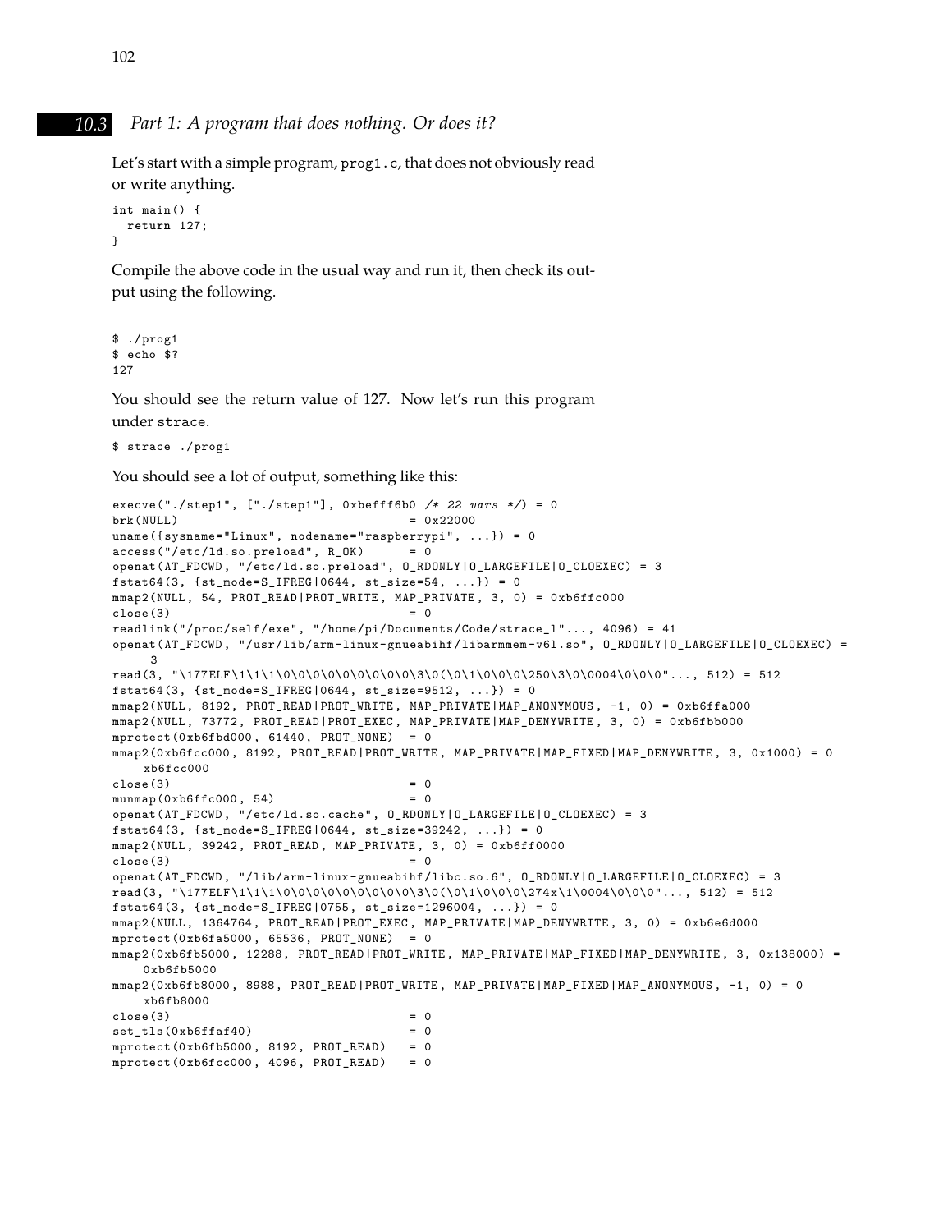## 10.3 Part 1: A program that does nothing. Or does it?

Let's start with a simple program, `prog1.c`, that does not obviously read or write anything.

```
int main() {
  return 127;
}
```

Compile the above code in the usual way and run it, then check its output using the following.

```
$ ./prog1
$ echo $?
127
```

You should see the return value of 127. Now let's run this program under `strace`.

```
$ strace ./prog1
```

You should see a lot of output, something like this:

```
execve("./step1", ["./step1"], 0xbefff6b0 /* 22 vars */) = 0
brk(NULL)                               = 0x22000
uname({sysname="Linux", nodename="raspberrypi", ...}) = 0
access("/etc/ld.so.preload", R_OK)      = 0
openat(AT_FDCWD, "/etc/ld.so.preload", O_RDONLY|O_LARGEFILE|O_CLOEXEC) = 3
fstat64(3, {st_mode=S_IFREG|0644, st_size=54, ...}) = 0
mmap2(NULL, 54, PROT_READ|PROT_WRITE, MAP_PRIVATE, 3, 0) = 0xb6ffc000
close(3)                                = 0
readlink("/proc/self/exe", "/home/pi/Documents/Code/strace_1"..., 4096) = 41
openat(AT_FDCWD, "/usr/lib/arm-linux-gnueabihf/libarmmem-v6l.so", O_RDONLY|O_LARGEFILE|O_CLOEXEC) =
     3
read(3, "\177ELF\1\1\1\0\0\0\0\0\0\0\0\0\3\0(\0\1\0\0\0\250\3\0\0004\0\0\0"..., 512) = 512
fstat64(3, {st_mode=S_IFREG|0644, st_size=9512, ...}) = 0
mmap2(NULL, 8192, PROT_READ|PROT_WRITE, MAP_PRIVATE|MAP_ANONYMOUS, -1, 0) = 0xb6ffa000
mmap2(NULL, 73772, PROT_READ|PROT_EXEC, MAP_PRIVATE|MAP_DENYWRITE, 3, 0) = 0xb6fbb000
mprotect(0xb6fbd000, 61440, PROT_NONE)  = 0
mmap2(0xb6fcc000, 8192, PROT_READ|PROT_WRITE, MAP_PRIVATE|MAP_FIXED|MAP_DENYWRITE, 3, 0x1000) = 0
    xb6fcc000
close(3)                                = 0
munmap(0xb6ffc000, 54)                  = 0
openat(AT_FDCWD, "/etc/ld.so.cache", O_RDONLY|O_LARGEFILE|O_CLOEXEC) = 3
fstat64(3, {st_mode=S_IFREG|0644, st_size=39242, ...}) = 0
mmap2(NULL, 39242, PROT_READ, MAP_PRIVATE, 3, 0) = 0xb6ff0000
close(3)                                = 0
openat(AT_FDCWD, "/lib/arm-linux-gnueabihf/libc.so.6", O_RDONLY|O_LARGEFILE|O_CLOEXEC) = 3
read(3, "\177ELF\1\1\1\0\0\0\0\0\0\0\0\0\3\0(\0\1\0\0\0\274x\1\0004\0\0\0"..., 512) = 512
fstat64(3, {st_mode=S_IFREG|0755, st_size=1296004, ...}) = 0
mmap2(NULL, 1364764, PROT_READ|PROT_EXEC, MAP_PRIVATE|MAP_DENYWRITE, 3, 0) = 0xb6e6d000
mprotect(0xb6fa5000, 65536, PROT_NONE)  = 0
mmap2(0xb6fb5000, 12288, PROT_READ|PROT_WRITE, MAP_PRIVATE|MAP_FIXED|MAP_DENYWRITE, 3, 0x138000) =
    0xb6fb5000
mmap2(0xb6fb8000, 8988, PROT_READ|PROT_WRITE, MAP_PRIVATE|MAP_FIXED|MAP_ANONYMOUS, -1, 0) = 0
    xb6fb8000
close(3)                                = 0
set_tls(0xb6ffaf40)                     = 0
mprotect(0xb6fb5000, 8192, PROT_READ)   = 0
mprotect(0xb6fcc000, 4096, PROT_READ)   = 0
```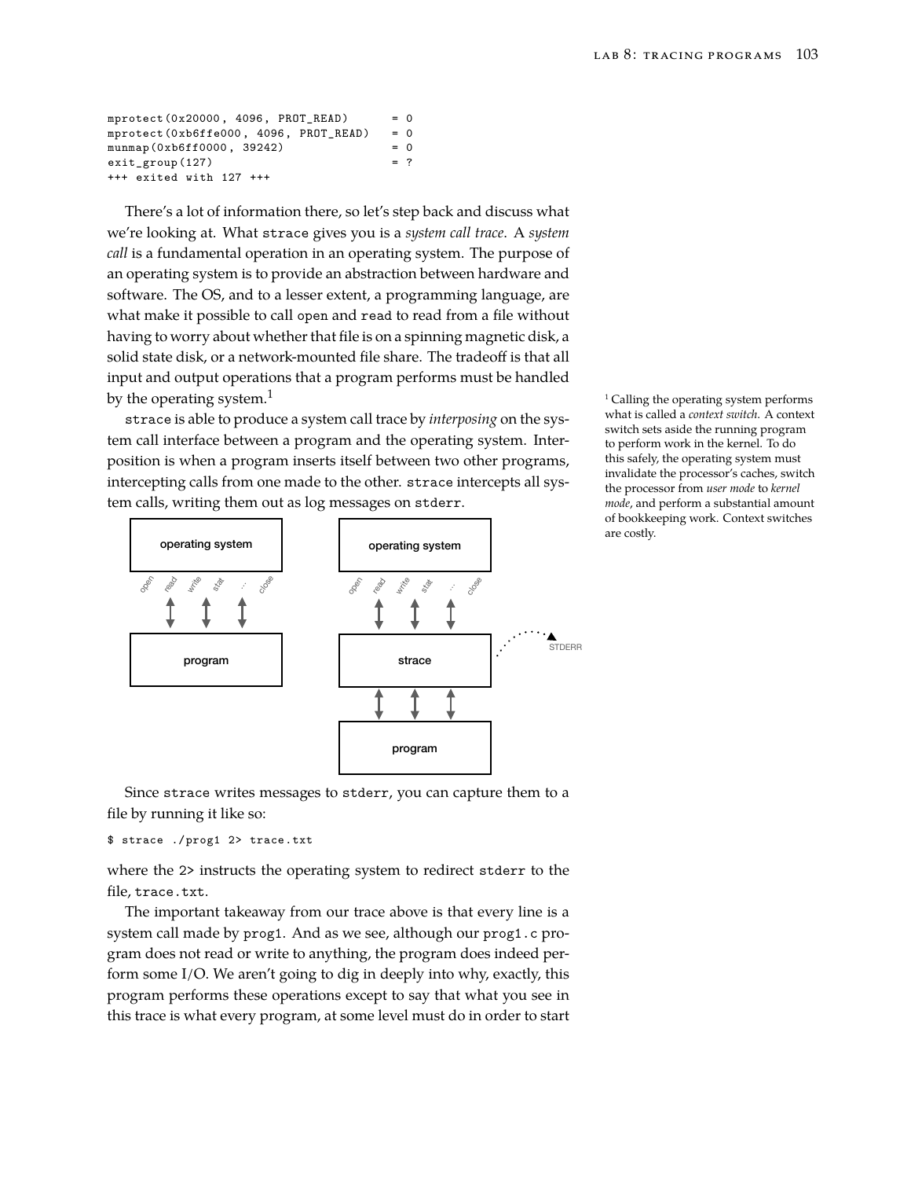```
mprotect(0x20000, 4096, PROT_READ)      = 0
mprotect(0xb6ffe000, 4096, PROT_READ)   = 0
munmap(0xb6ff0000, 39242)               = 0
exit_group(127)                         = ?
+++ exited with 127 +++
```

There's a lot of information there, so let's step back and discuss what we're looking at. What strace gives you is a *system call trace*. A *system call* is a fundamental operation in an operating system. The purpose of an operating system is to provide an abstraction between hardware and software. The OS, and to a lesser extent, a programming language, are what make it possible to call open and read to read from a file without having to worry about whether that file is on a spinning magnetic disk, a solid state disk, or a network-mounted file share. The tradeoff is that all input and output operations that a program performs must be handled by the operating system.[1]

[1] Calling the operating system performs what is called a *context switch*. A context switch sets aside the running program to perform work in the kernel. To do this safely, the operating system must invalidate the processor's caches, switch the processor from *user mode* to *kernel mode*, and perform a substantial amount of bookkeeping work. Context switches are costly.

strace is able to produce a system call trace by *interposing* on the system call interface between a program and the operating system. Interposition is when a program inserts itself between two other programs, intercepting calls from one made to the other. strace intercepts all system calls, writing them out as log messages on stderr.

Since strace writes messages to stderr, you can capture them to a file by running it like so:

```
$ strace ./prog1 2> trace.txt
```

where the 2> instructs the operating system to redirect stderr to the file, trace.txt.

The important takeaway from our trace above is that every line is a system call made by prog1. And as we see, although our prog1.c program does not read or write to anything, the program does indeed perform some I/O. We aren't going to dig in deeply into why, exactly, this program performs these operations except to say that what you see in this trace is what every program, at some level must do in order to start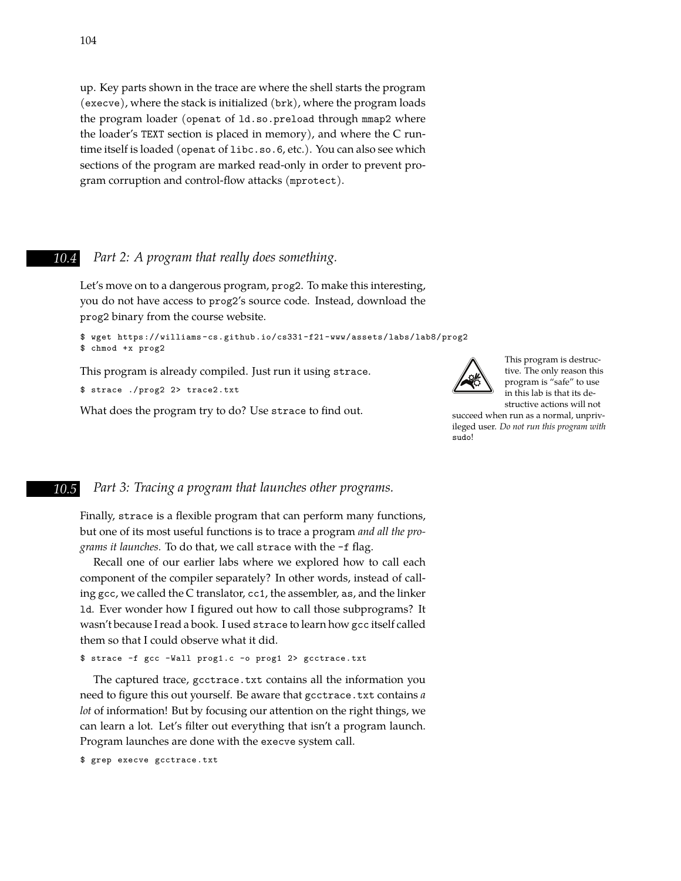up. Key parts shown in the trace are where the shell starts the program (`execve`), where the stack is initialized (`brk`), where the program loads the program loader (`openat` of `ld.so.preload` through `mmap2` where the loader's `TEXT` section is placed in memory), and where the C runtime itself is loaded (`openat` of `libc.so.6`, etc.). You can also see which sections of the program are marked read-only in order to prevent program corruption and control-flow attacks (`mprotect`).

## 10.4 *Part 2: A program that really does something.*

Let's move on to a dangerous program, `prog2`. To make this interesting, you do not have access to `prog2`'s source code. Instead, download the `prog2` binary from the course website.

```
$ wget https://williams-cs.github.io/cs331-f21-www/assets/labs/lab8/prog2
$ chmod +x prog2
```

This program is already compiled. Just run it using `strace`.

```
$ strace ./prog2 2> trace2.txt
```

What does the program try to do? Use `strace` to find out.

This program is destructive. The only reason this program is "safe" to use in this lab is that its destructive actions will not succeed when run as a normal, unprivileged user. *Do not run this program with* `sudo`!

## 10.5 *Part 3: Tracing a program that launches other programs.*

Finally, `strace` is a flexible program that can perform many functions, but one of its most useful functions is to trace a program *and all the programs it launches.* To do that, we call `strace` with the `-f` flag.

Recall one of our earlier labs where we explored how to call each component of the compiler separately? In other words, instead of calling `gcc`, we called the C translator, `cc1`, the assembler, `as`, and the linker `ld`. Ever wonder how I figured out how to call those subprograms? It wasn't because I read a book. I used `strace` to learn how `gcc` itself called them so that I could observe what it did.

```
$ strace -f gcc -Wall prog1.c -o prog1 2> gcctrace.txt
```

The captured trace, `gcctrace.txt` contains all the information you need to figure this out yourself. Be aware that `gcctrace.txt` contains *a lot* of information! But by focusing our attention on the right things, we can learn a lot. Let's filter out everything that isn't a program launch. Program launches are done with the `execve` system call.

```
$ grep execve gcctrace.txt
```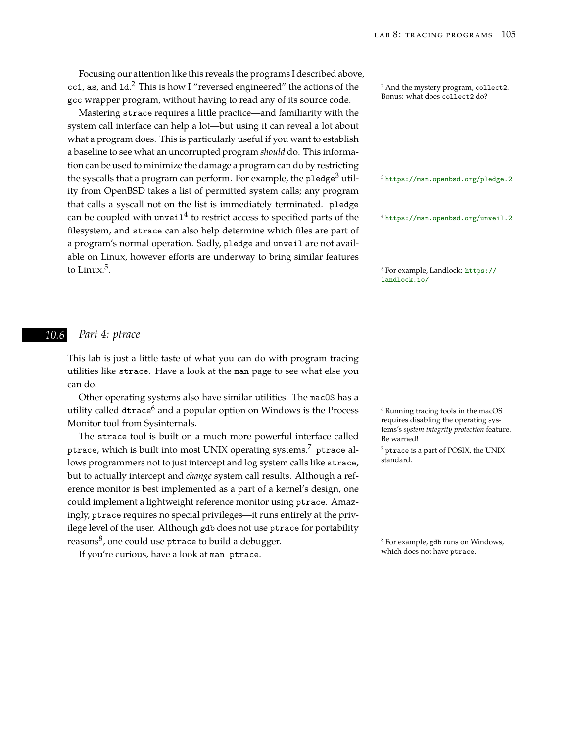Focusing our attention like this reveals the programs I described above, `cc1`, `as`, and `ld`.[2] This is how I "reversed engineered" the actions of the `gcc` wrapper program, without having to read any of its source code.

Mastering `strace` requires a little practice—and familiarity with the system call interface can help a lot—but using it can reveal a lot about what a program does. This is particularly useful if you want to establish a baseline to see what an uncorrupted program *should* do. This information can be used to minimize the damage a program can do by restricting the syscalls that a program can perform. For example, the `pledge`[3] utility from OpenBSD takes a list of permitted system calls; any program that calls a syscall not on the list is immediately terminated. `pledge` can be coupled with `unveil`[4] to restrict access to specified parts of the filesystem, and `strace` can also help determine which files are part of a program's normal operation. Sadly, `pledge` and `unveil` are not available on Linux, however efforts are underway to bring similar features to Linux.[5].

[2] And the mystery program, `collect2`. Bonus: what does `collect2` do?

[3] https://man.openbsd.org/pledge.2

[4] https://man.openbsd.org/unveil.2

[5] For example, Landlock: https://landlock.io/

## 10.6 Part 4: ptrace

This lab is just a little taste of what you can do with program tracing utilities like `strace`. Have a look at the `man` page to see what else you can do.

Other operating systems also have similar utilities. The `macOS` has a utility called `dtrace`[6] and a popular option on Windows is the Process Monitor tool from Sysinternals.

The `strace` tool is built on a much more powerful interface called `ptrace`, which is built into most UNIX operating systems.[7] `ptrace` allows programmers not to just intercept and log system calls like `strace`, but to actually intercept and *change* system call results. Although a reference monitor is best implemented as a part of a kernel's design, one could implement a lightweight reference monitor using `ptrace`. Amazingly, `ptrace` requires no special privileges—it runs entirely at the privilege level of the user. Although `gdb` does not use `ptrace` for portability reasons[8], one could use `ptrace` to build a debugger.

If you're curious, have a look at `man ptrace`.

[6] Running tracing tools in the macOS requires disabling the operating systems's *system integrity protection* feature. Be warned!

[7] `ptrace` is a part of POSIX, the UNIX standard.

[8] For example, `gdb` runs on Windows, which does not have `ptrace`.